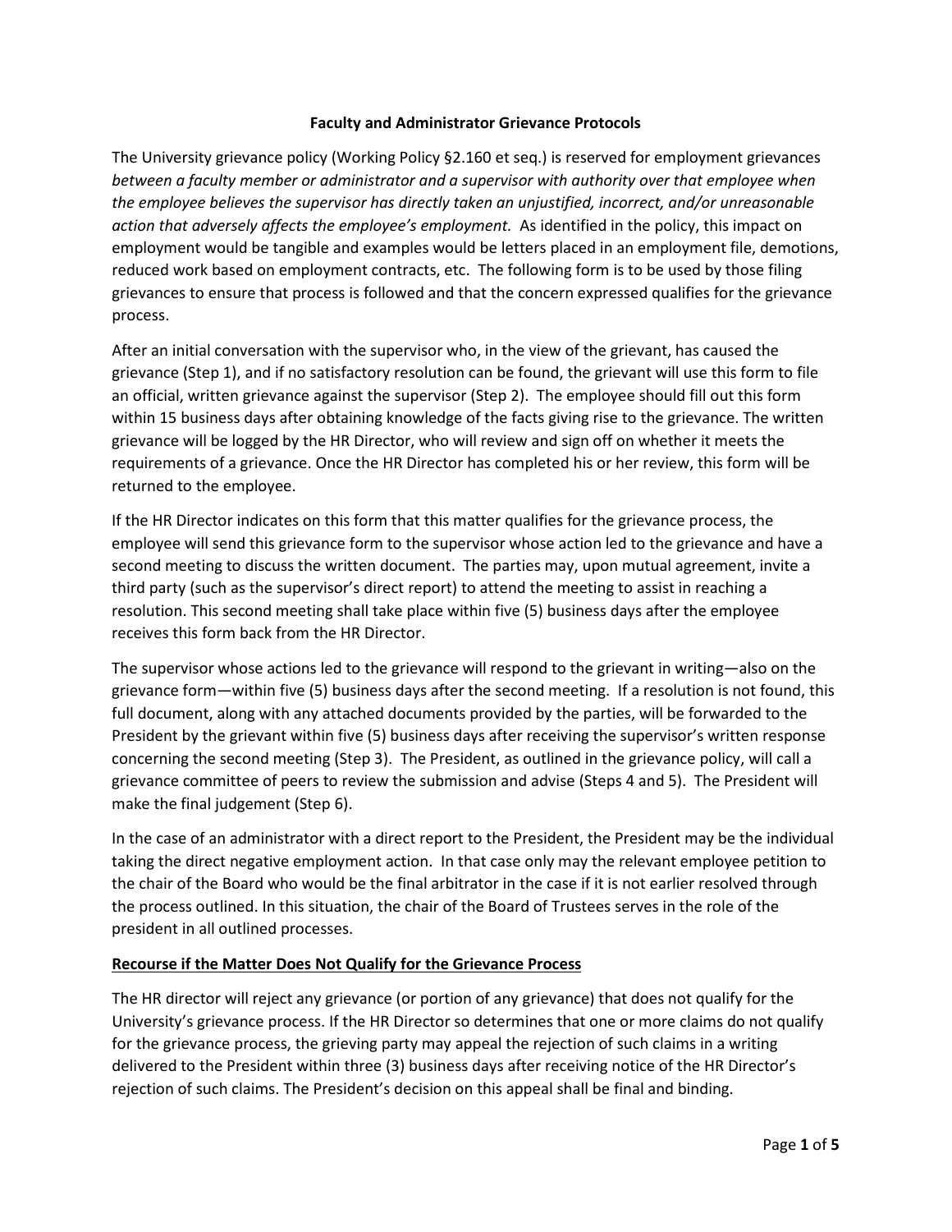# Faculty and Administrator Grievance Protocols

The University grievance policy (Working Policy §2.160 et seq.) is reserved for employment grievances *between a faculty member or administrator and a supervisor with authority over that employee when the employee believes the supervisor has directly taken an unjustified, incorrect, and/or unreasonable action that adversely affects the employee's employment.* As identified in the policy, this impact on employment would be tangible and examples would be letters placed in an employment file, demotions, reduced work based on employment contracts, etc. The following form is to be used by those filing grievances to ensure that process is followed and that the concern expressed qualifies for the grievance process.

After an initial conversation with the supervisor who, in the view of the grievant, has caused the grievance (Step 1), and if no satisfactory resolution can be found, the grievant will use this form to file an official, written grievance against the supervisor (Step 2). The employee should fill out this form within 15 business days after obtaining knowledge of the facts giving rise to the grievance. The written grievance will be logged by the HR Director, who will review and sign off on whether it meets the requirements of a grievance. Once the HR Director has completed his or her review, this form will be returned to the employee.

If the HR Director indicates on this form that this matter qualifies for the grievance process, the employee will send this grievance form to the supervisor whose action led to the grievance and have a second meeting to discuss the written document. The parties may, upon mutual agreement, invite a third party (such as the supervisor's direct report) to attend the meeting to assist in reaching a resolution. This second meeting shall take place within five (5) business days after the employee receives this form back from the HR Director.

The supervisor whose actions led to the grievance will respond to the grievant in writing—also on the grievance form—within five (5) business days after the second meeting. If a resolution is not found, this full document, along with any attached documents provided by the parties, will be forwarded to the President by the grievant within five (5) business days after receiving the supervisor's written response concerning the second meeting (Step 3). The President, as outlined in the grievance policy, will call a grievance committee of peers to review the submission and advise (Steps 4 and 5). The President will make the final judgement (Step 6).

In the case of an administrator with a direct report to the President, the President may be the individual taking the direct negative employment action. In that case only may the relevant employee petition to the chair of the Board who would be the final arbitrator in the case if it is not earlier resolved through the process outlined. In this situation, the chair of the Board of Trustees serves in the role of the president in all outlined processes.

## Recourse if the Matter Does Not Qualify for the Grievance Process

The HR director will reject any grievance (or portion of any grievance) that does not qualify for the University's grievance process. If the HR Director so determines that one or more claims do not qualify for the grievance process, the grieving party may appeal the rejection of such claims in a writing delivered to the President within three (3) business days after receiving notice of the HR Director's rejection of such claims. The President's decision on this appeal shall be final and binding.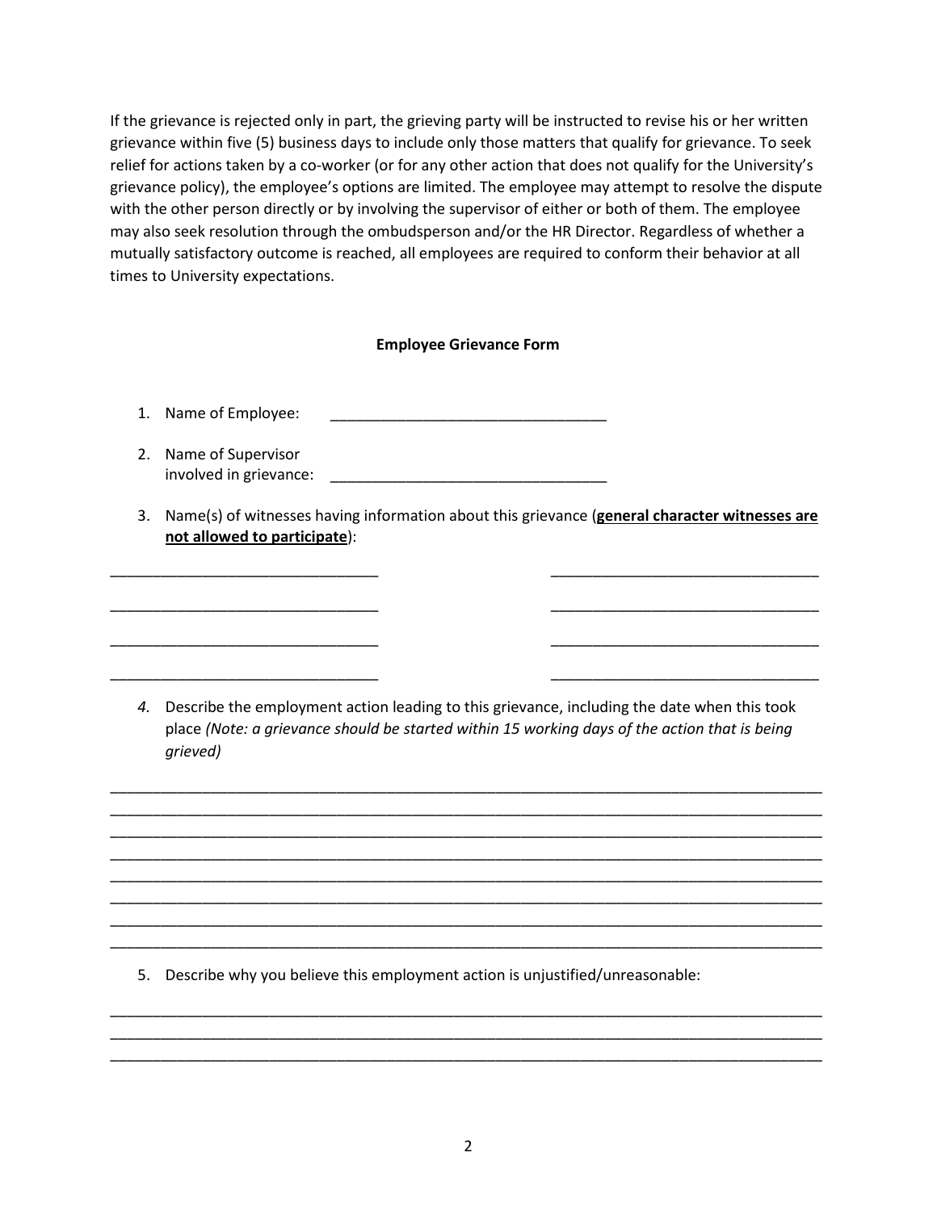If the grievance is rejected only in part, the grieving party will be instructed to revise his or her written grievance within five (5) business days to include only those matters that qualify for grievance. To seek relief for actions taken by a co-worker (or for any other action that does not qualify for the University's grievance policy), the employee's options are limited. The employee may attempt to resolve the dispute with the other person directly or by involving the supervisor of either or both of them. The employee may also seek resolution through the ombudsperson and/or the HR Director. Regardless of whether a mutually satisfactory outcome is reached, all employees are required to conform their behavior at all times to University expectations.

**Employee Grievance Form**

1. Name of Employee: _________________________________
2. Name of Supervisor involved in grievance: _________________________________
3. Name(s) of witnesses having information about this grievance (**general character witnesses are not allowed to participate**):

________________________________ ________________________________

________________________________ ________________________________

________________________________ ________________________________

________________________________ ________________________________

4. Describe the employment action leading to this grievance, including the date when this took place *(Note: a grievance should be started within 15 working days of the action that is being grieved)*

_______________________________________________________________________________________
_______________________________________________________________________________________
_______________________________________________________________________________________
_______________________________________________________________________________________
_______________________________________________________________________________________
_______________________________________________________________________________________
_______________________________________________________________________________________
_______________________________________________________________________________________

5. Describe why you believe this employment action is unjustified/unreasonable:

_______________________________________________________________________________________
_______________________________________________________________________________________
_______________________________________________________________________________________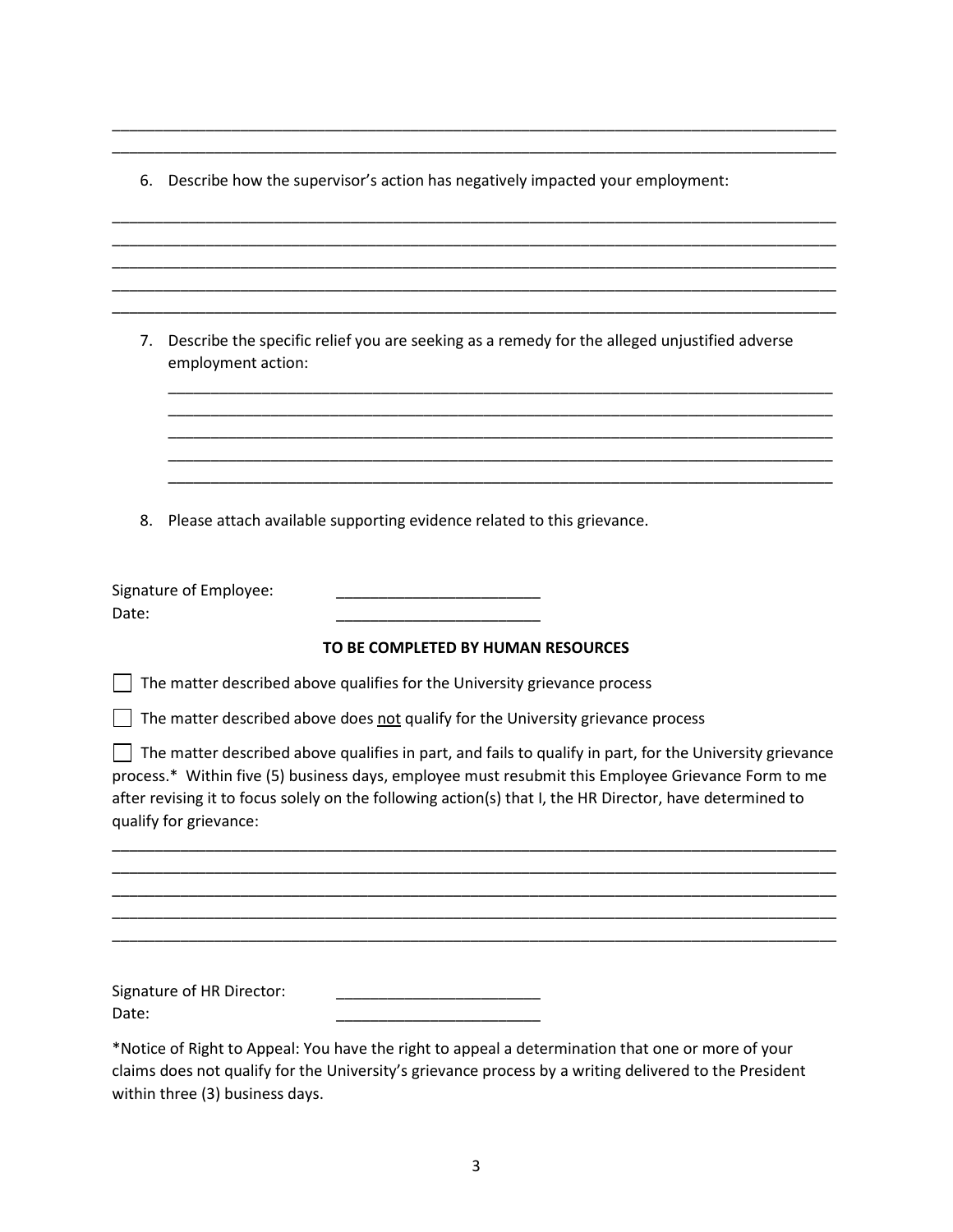_______________________________________________________________________________________

_______________________________________________________________________________________

6. Describe how the supervisor's action has negatively impacted your employment:

_______________________________________________________________________________________

_______________________________________________________________________________________

_______________________________________________________________________________________

_______________________________________________________________________________________

_______________________________________________________________________________________

7. Describe the specific relief you are seeking as a remedy for the alleged unjustified adverse employment action:

   _________________________________________________________________________________

   _________________________________________________________________________________

   _________________________________________________________________________________

   _________________________________________________________________________________

   _________________________________________________________________________________

8. Please attach available supporting evidence related to this grievance.

Signature of Employee: ________________________

Date: ________________________

**TO BE COMPLETED BY HUMAN RESOURCES**

☐ The matter described above qualifies for the University grievance process

☐ The matter described above does <u>not</u> qualify for the University grievance process

☐ The matter described above qualifies in part, and fails to qualify in part, for the University grievance process.* Within five (5) business days, employee must resubmit this Employee Grievance Form to me after revising it to focus solely on the following action(s) that I, the HR Director, have determined to qualify for grievance:

_______________________________________________________________________________________

_______________________________________________________________________________________

_______________________________________________________________________________________

_______________________________________________________________________________________

_______________________________________________________________________________________

Signature of HR Director: ________________________

Date: ________________________

*Notice of Right to Appeal: You have the right to appeal a determination that one or more of your claims does not qualify for the University's grievance process by a writing delivered to the President within three (3) business days.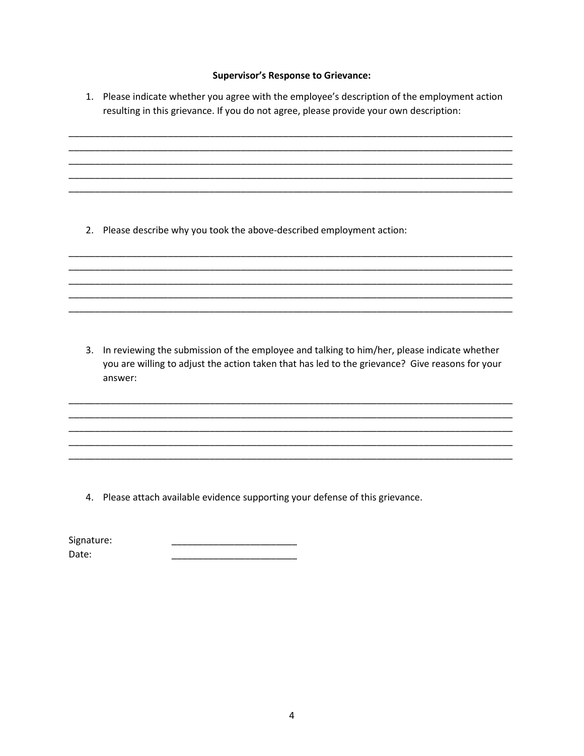**Supervisor's Response to Grievance:**

1. Please indicate whether you agree with the employee's description of the employment action resulting in this grievance. If you do not agree, please provide your own description:

_____________________________________________________________________________________
_____________________________________________________________________________________
_____________________________________________________________________________________
_____________________________________________________________________________________
_____________________________________________________________________________________

2. Please describe why you took the above-described employment action:

_____________________________________________________________________________________
_____________________________________________________________________________________
_____________________________________________________________________________________
_____________________________________________________________________________________
_____________________________________________________________________________________

3. In reviewing the submission of the employee and talking to him/her, please indicate whether you are willing to adjust the action taken that has led to the grievance? Give reasons for your answer:

_____________________________________________________________________________________
_____________________________________________________________________________________
_____________________________________________________________________________________
_____________________________________________________________________________________
_____________________________________________________________________________________

4. Please attach available evidence supporting your defense of this grievance.

Signature: ________________________

Date: ________________________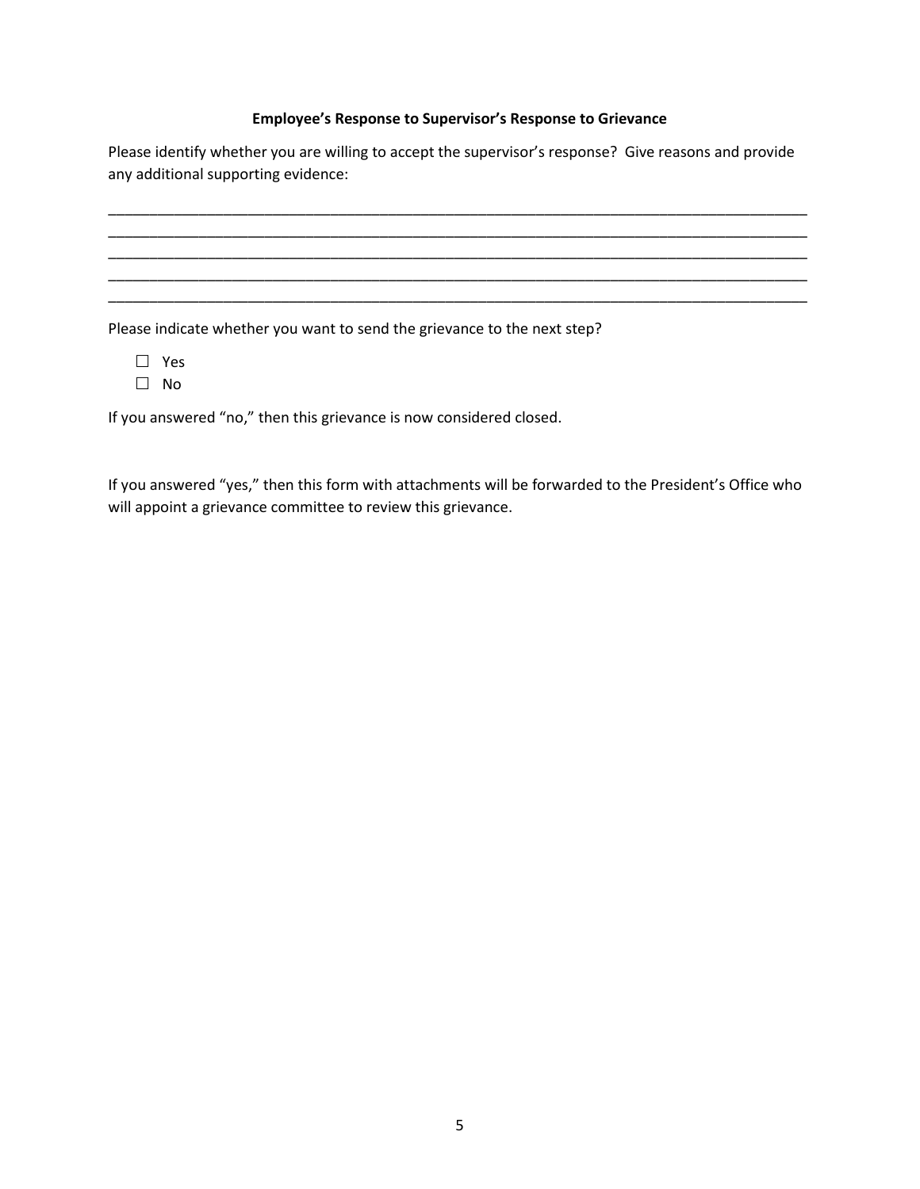**Employee's Response to Supervisor's Response to Grievance**

Please identify whether you are willing to accept the supervisor's response? Give reasons and provide any additional supporting evidence:

______________________________________________________________________________________
______________________________________________________________________________________
______________________________________________________________________________________
______________________________________________________________________________________
______________________________________________________________________________________

Please indicate whether you want to send the grievance to the next step?

☐ Yes
☐ No

If you answered "no," then this grievance is now considered closed.

If you answered "yes," then this form with attachments will be forwarded to the President's Office who will appoint a grievance committee to review this grievance.